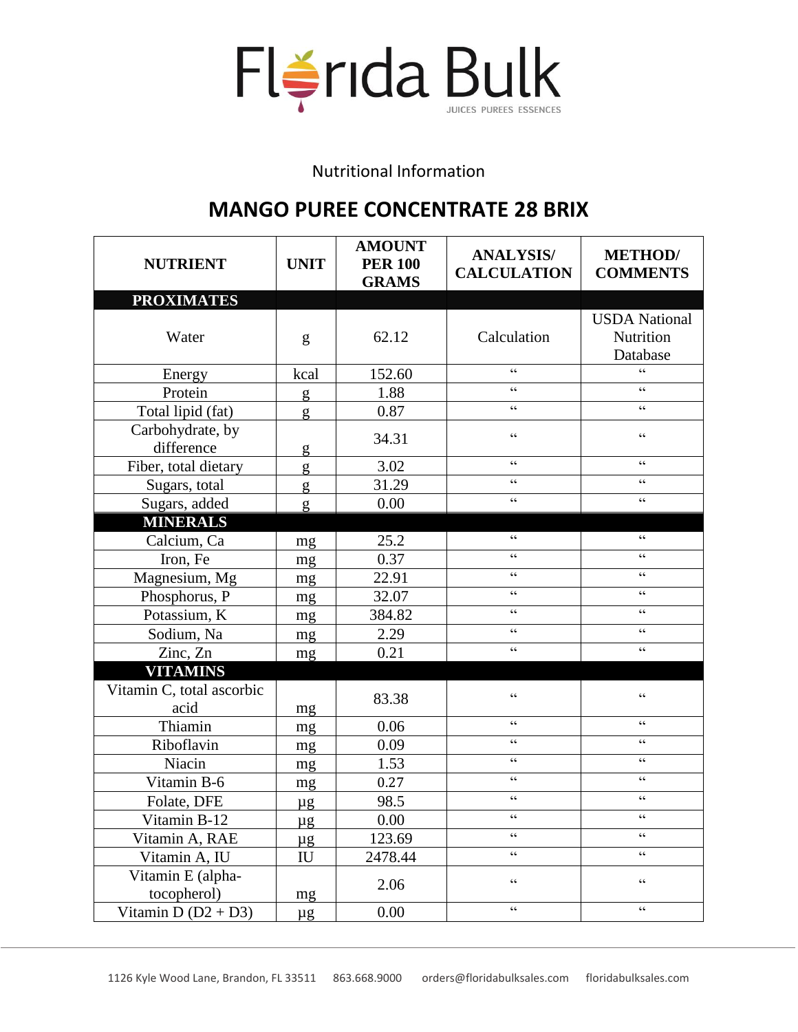# Florida Bulk

JUICES PUREES ESSENCES

Nutritional Information

## MANGO PUREE CONCENTRATE 28 BRIX

| NUTRIENT | UNIT | AMOUNT PER 100 GRAMS | ANALYSIS/ CALCULATION | METHOD/ COMMENTS |
|---|---|---|---|---|
| **PROXIMATES** | | | | |
| Water | g | 62.12 | Calculation | USDA National Nutrition Database |
| Energy | kcal | 152.60 | " | " |
| Protein | g | 1.88 | " | " |
| Total lipid (fat) | g | 0.87 | " | " |
| Carbohydrate, by difference | g | 34.31 | " | " |
| Fiber, total dietary | g | 3.02 | " | " |
| Sugars, total | g | 31.29 | " | " |
| Sugars, added | g | 0.00 | " | " |
| **MINERALS** | | | | |
| Calcium, Ca | mg | 25.2 | " | " |
| Iron, Fe | mg | 0.37 | " | " |
| Magnesium, Mg | mg | 22.91 | " | " |
| Phosphorus, P | mg | 32.07 | " | " |
| Potassium, K | mg | 384.82 | " | " |
| Sodium, Na | mg | 2.29 | " | " |
| Zinc, Zn | mg | 0.21 | " | " |
| **VITAMINS** | | | | |
| Vitamin C, total ascorbic acid | mg | 83.38 | " | " |
| Thiamin | mg | 0.06 | " | " |
| Riboflavin | mg | 0.09 | " | " |
| Niacin | mg | 1.53 | " | " |
| Vitamin B-6 | mg | 0.27 | " | " |
| Folate, DFE | µg | 98.5 | " | " |
| Vitamin B-12 | µg | 0.00 | " | " |
| Vitamin A, RAE | µg | 123.69 | " | " |
| Vitamin A, IU | IU | 2478.44 | " | " |
| Vitamin E (alpha-tocopherol) | mg | 2.06 | " | " |
| Vitamin D (D2 + D3) | µg | 0.00 | " | " |

1126 Kyle Wood Lane, Brandon, FL 33511 863.668.9000 orders@floridabulksales.com floridabulksales.com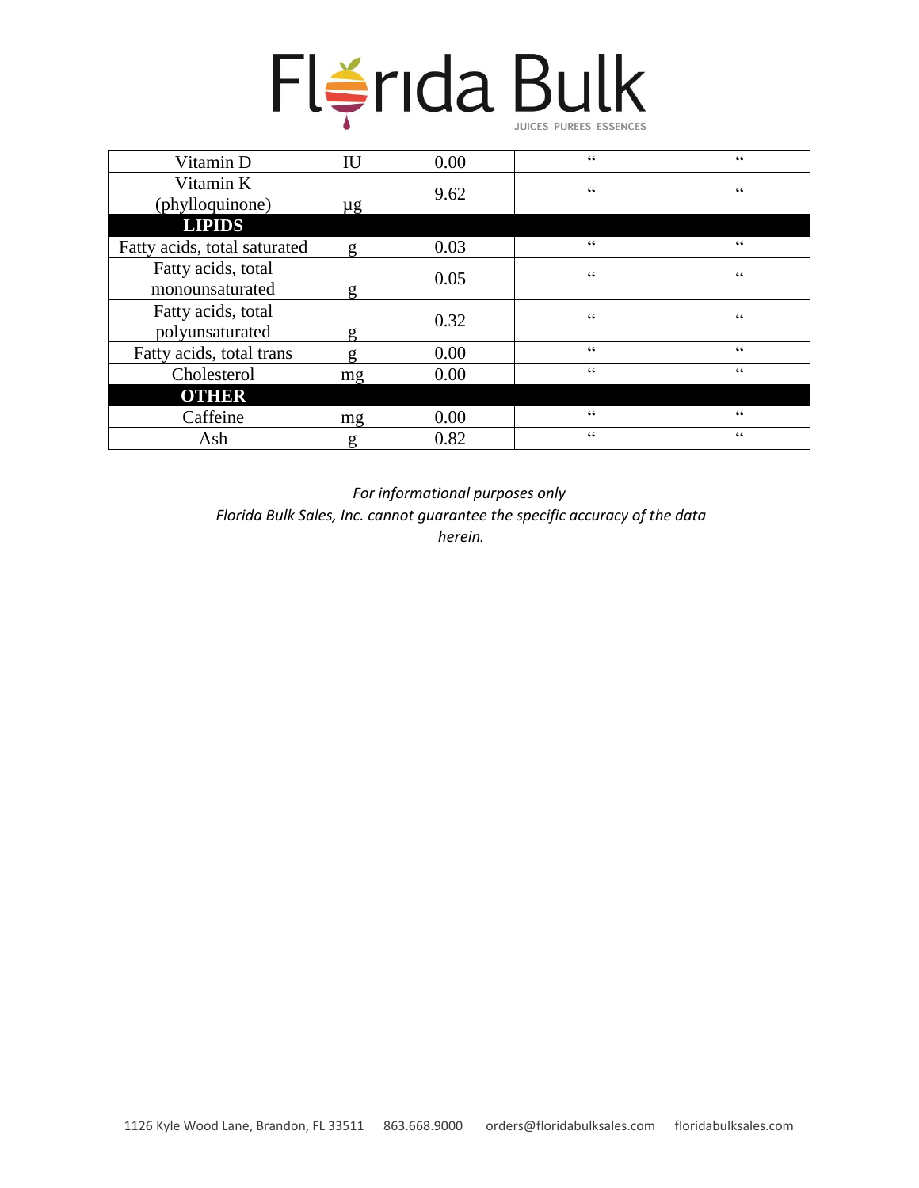| | | | | |
|---|---|---|---|---|
| Vitamin D | IU | 0.00 | " | " |
| Vitamin K (phylloquinone) | µg | 9.62 | " | " |
| **LIPIDS** | | | | |
| Fatty acids, total saturated | g | 0.03 | " | " |
| Fatty acids, total monounsaturated | g | 0.05 | " | " |
| Fatty acids, total polyunsaturated | g | 0.32 | " | " |
| Fatty acids, total trans | g | 0.00 | " | " |
| Cholesterol | mg | 0.00 | " | " |
| **OTHER** | | | | |
| Caffeine | mg | 0.00 | " | " |
| Ash | g | 0.82 | " | " |

*For informational purposes only*
*Florida Bulk Sales, Inc. cannot guarantee the specific accuracy of the data herein.*